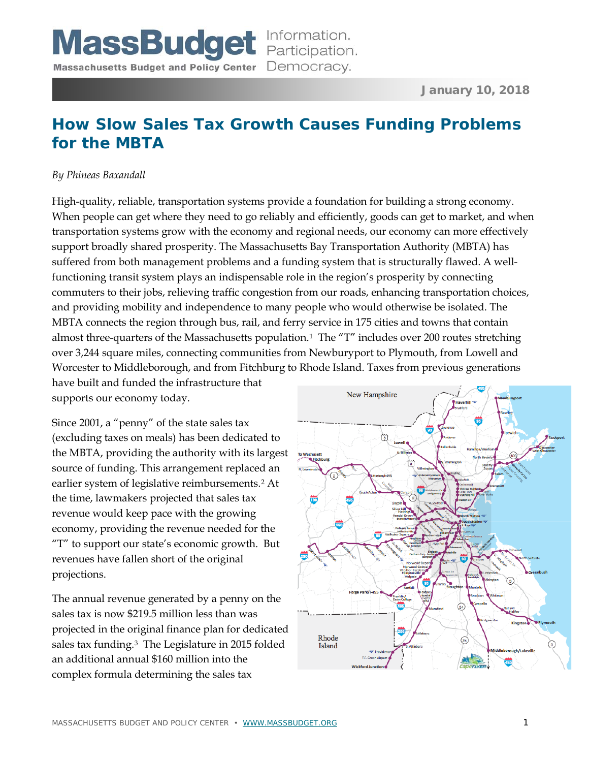MassBudget Information. Participation. Democracy.

Massachusetts Budget and Policy Center

January 10, 2018

# How Slow Sales Tax Growth Causes Funding Problems for the MBTA

*By Phineas Baxandall*

High-quality, reliable, transportation systems provide a foundation for building a strong economy. When people can get where they need to go reliably and efficiently, goods can get to market, and when transportation systems grow with the economy and regional needs, our economy can more effectively support broadly shared prosperity. The Massachusetts Bay Transportation Authority (MBTA) has suffered from both management problems and a funding system that is structurally flawed. A well-functioning transit system plays an indispensable role in the region's prosperity by connecting commuters to their jobs, relieving traffic congestion from our roads, enhancing transportation choices, and providing mobility and independence to many people who would otherwise be isolated. The MBTA connects the region through bus, rail, and ferry service in 175 cities and towns that contain almost three-quarters of the Massachusetts population.[1] The "T" includes over 200 routes stretching over 3,244 square miles, connecting communities from Newburyport to Plymouth, from Lowell and Worcester to Middleborough, and from Fitchburg to Rhode Island. Taxes from previous generations have built and funded the infrastructure that supports our economy today.

Since 2001, a "penny" of the state sales tax (excluding taxes on meals) has been dedicated to the MBTA, providing the authority with its largest source of funding. This arrangement replaced an earlier system of legislative reimbursements.[2] At the time, lawmakers projected that sales tax revenue would keep pace with the growing economy, providing the revenue needed for the "T" to support our state's economic growth. But revenues have fallen short of the original projections.

The annual revenue generated by a penny on the sales tax is now $219.5 million less than was projected in the original finance plan for dedicated sales tax funding.[3] The Legislature in 2015 folded an additional annual $160 million into the complex formula determining the sales tax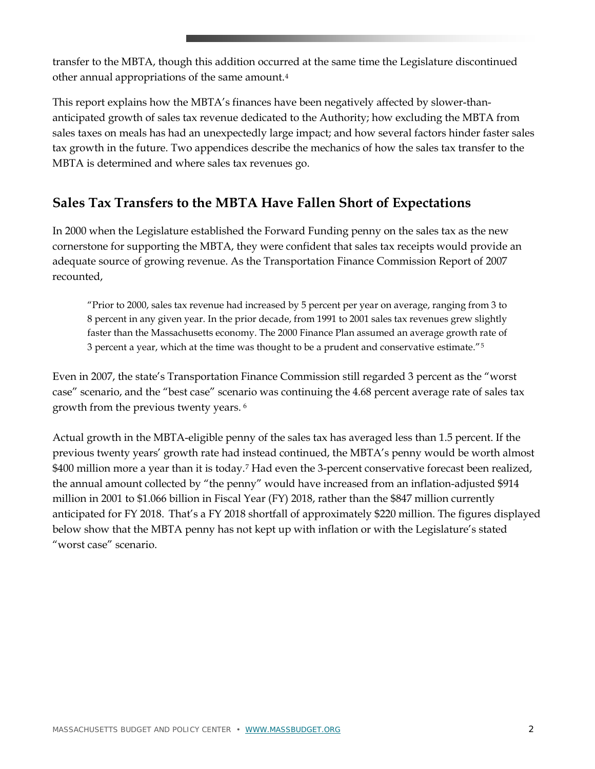transfer to the MBTA, though this addition occurred at the same time the Legislature discontinued other annual appropriations of the same amount.[4]

This report explains how the MBTA's finances have been negatively affected by slower-than-anticipated growth of sales tax revenue dedicated to the Authority; how excluding the MBTA from sales taxes on meals has had an unexpectedly large impact; and how several factors hinder faster sales tax growth in the future. Two appendices describe the mechanics of how the sales tax transfer to the MBTA is determined and where sales tax revenues go.

## Sales Tax Transfers to the MBTA Have Fallen Short of Expectations

In 2000 when the Legislature established the Forward Funding penny on the sales tax as the new cornerstone for supporting the MBTA, they were confident that sales tax receipts would provide an adequate source of growing revenue. As the Transportation Finance Commission Report of 2007 recounted,

> "Prior to 2000, sales tax revenue had increased by 5 percent per year on average, ranging from 3 to 8 percent in any given year. In the prior decade, from 1991 to 2001 sales tax revenues grew slightly faster than the Massachusetts economy. The 2000 Finance Plan assumed an average growth rate of 3 percent a year, which at the time was thought to be a prudent and conservative estimate."[5]

Even in 2007, the state's Transportation Finance Commission still regarded 3 percent as the "worst case" scenario, and the "best case" scenario was continuing the 4.68 percent average rate of sales tax growth from the previous twenty years.[6]

Actual growth in the MBTA-eligible penny of the sales tax has averaged less than 1.5 percent. If the previous twenty years' growth rate had instead continued, the MBTA's penny would be worth almost $400 million more a year than it is today.[7] Had even the 3-percent conservative forecast been realized, the annual amount collected by "the penny" would have increased from an inflation-adjusted $914 million in 2001 to $1.066 billion in Fiscal Year (FY) 2018, rather than the $847 million currently anticipated for FY 2018. That's a FY 2018 shortfall of approximately $220 million. The figures displayed below show that the MBTA penny has not kept up with inflation or with the Legislature's stated "worst case" scenario.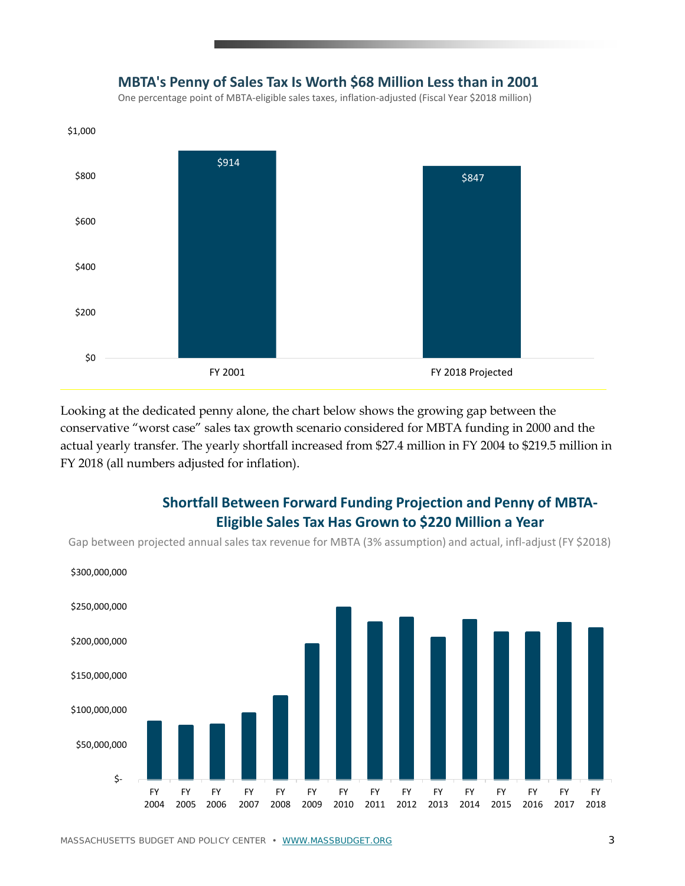**MBTA's Penny of Sales Tax Is Worth $68 Million Less than in 2001**

One percentage point of MBTA-eligible sales taxes, inflation-adjusted (Fiscal Year $2018 million)

| | Value |
|---|---|
| FY 2001 | $914 |
| FY 2018 Projected | $847 |

Looking at the dedicated penny alone, the chart below shows the growing gap between the conservative "worst case" sales tax growth scenario considered for MBTA funding in 2000 and the actual yearly transfer. The yearly shortfall increased from $27.4 million in FY 2004 to $219.5 million in FY 2018 (all numbers adjusted for inflation).

**Shortfall Between Forward Funding Projection and Penny of MBTA-Eligible Sales Tax Has Grown to $220 Million a Year**

Gap between projected annual sales tax revenue for MBTA (3% assumption) and actual, infl-adjust (FY $2018)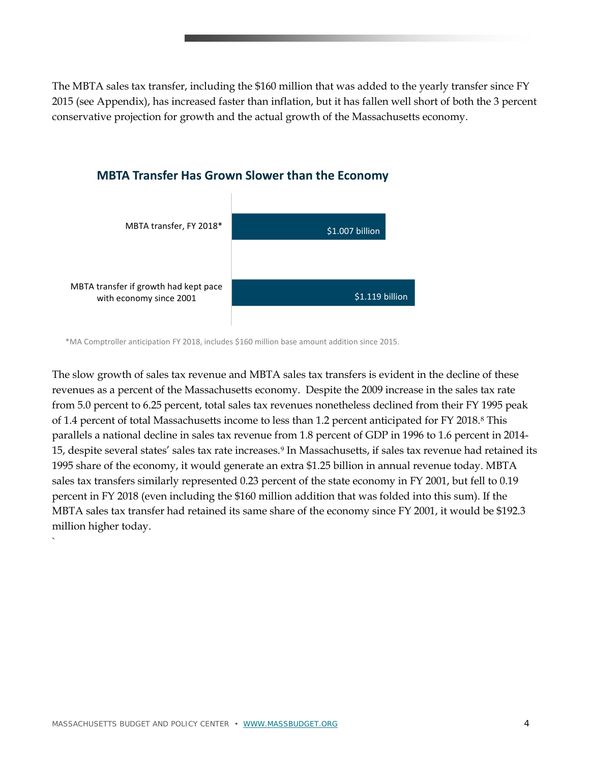The MBTA sales tax transfer, including the $160 million that was added to the yearly transfer since FY 2015 (see Appendix), has increased faster than inflation, but it has fallen well short of both the 3 percent conservative projection for growth and the actual growth of the Massachusetts economy.

**MBTA Transfer Has Grown Slower than the Economy**

| | |
|---|---|
| MBTA transfer, FY 2018* | $1.007 billion |
| MBTA transfer if growth had kept pace with economy since 2001 | $1.119 billion |

*MA Comptroller anticipation FY 2018, includes $160 million base amount addition since 2015.

The slow growth of sales tax revenue and MBTA sales tax transfers is evident in the decline of these revenues as a percent of the Massachusetts economy. Despite the 2009 increase in the sales tax rate from 5.0 percent to 6.25 percent, total sales tax revenues nonetheless declined from their FY 1995 peak of 1.4 percent of total Massachusetts income to less than 1.2 percent anticipated for FY 2018.[8] This parallels a national decline in sales tax revenue from 1.8 percent of GDP in 1996 to 1.6 percent in 2014-15, despite several states' sales tax rate increases.[9] In Massachusetts, if sales tax revenue had retained its 1995 share of the economy, it would generate an extra $1.25 billion in annual revenue today. MBTA sales tax transfers similarly represented 0.23 percent of the state economy in FY 2001, but fell to 0.19 percent in FY 2018 (even including the $160 million addition that was folded into this sum). If the MBTA sales tax transfer had retained its same share of the economy since FY 2001, it would be $192.3 million higher today.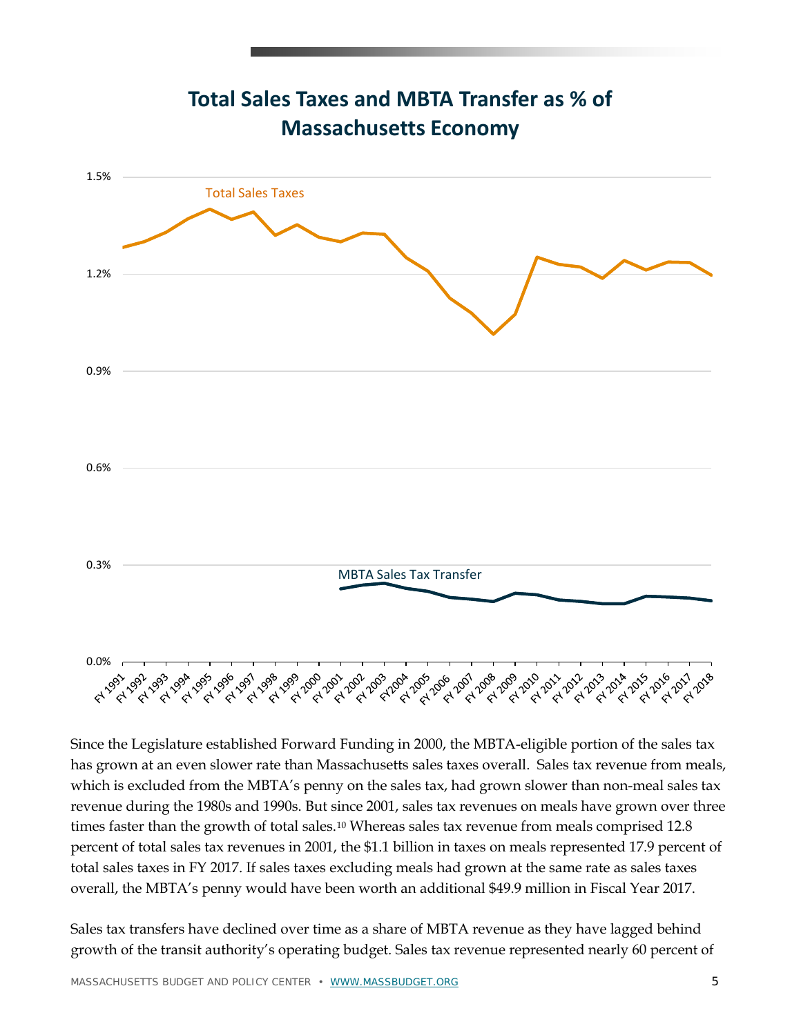## Total Sales Taxes and MBTA Transfer as % of Massachusetts Economy

Since the Legislature established Forward Funding in 2000, the MBTA-eligible portion of the sales tax has grown at an even slower rate than Massachusetts sales taxes overall. Sales tax revenue from meals, which is excluded from the MBTA's penny on the sales tax, had grown slower than non-meal sales tax revenue during the 1980s and 1990s. But since 2001, sales tax revenues on meals have grown over three times faster than the growth of total sales.[10] Whereas sales tax revenue from meals comprised 12.8 percent of total sales tax revenues in 2001, the $1.1 billion in taxes on meals represented 17.9 percent of total sales taxes in FY 2017. If sales taxes excluding meals had grown at the same rate as sales taxes overall, the MBTA's penny would have been worth an additional $49.9 million in Fiscal Year 2017.

Sales tax transfers have declined over time as a share of MBTA revenue as they have lagged behind growth of the transit authority's operating budget. Sales tax revenue represented nearly 60 percent of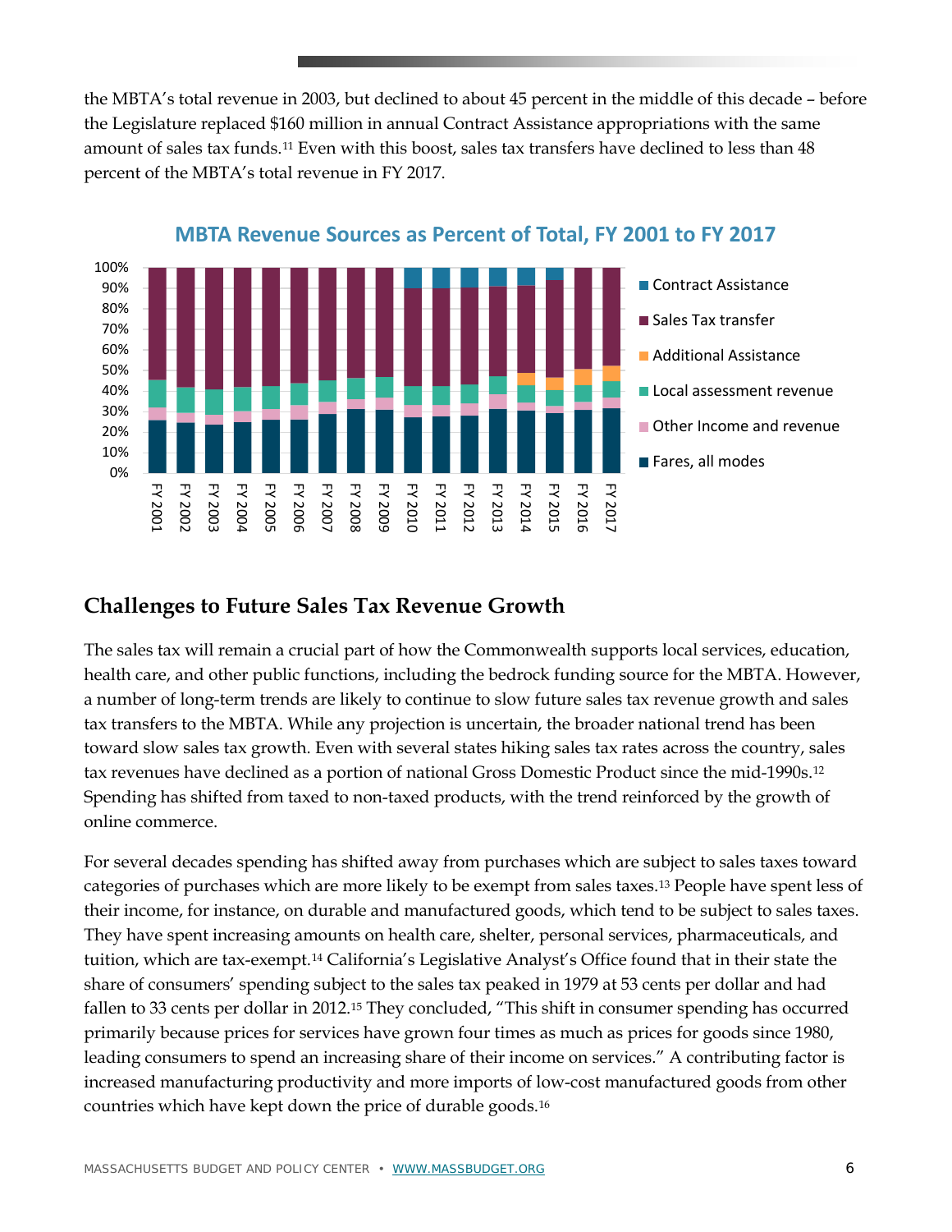the MBTA's total revenue in 2003, but declined to about 45 percent in the middle of this decade – before the Legislature replaced $160 million in annual Contract Assistance appropriations with the same amount of sales tax funds.[11] Even with this boost, sales tax transfers have declined to less than 48 percent of the MBTA's total revenue in FY 2017.

**MBTA Revenue Sources as Percent of Total, FY 2001 to FY 2017**

## Challenges to Future Sales Tax Revenue Growth

The sales tax will remain a crucial part of how the Commonwealth supports local services, education, health care, and other public functions, including the bedrock funding source for the MBTA. However, a number of long-term trends are likely to continue to slow future sales tax revenue growth and sales tax transfers to the MBTA. While any projection is uncertain, the broader national trend has been toward slow sales tax growth. Even with several states hiking sales tax rates across the country, sales tax revenues have declined as a portion of national Gross Domestic Product since the mid-1990s.[12] Spending has shifted from taxed to non-taxed products, with the trend reinforced by the growth of online commerce.

For several decades spending has shifted away from purchases which are subject to sales taxes toward categories of purchases which are more likely to be exempt from sales taxes.[13] People have spent less of their income, for instance, on durable and manufactured goods, which tend to be subject to sales taxes. They have spent increasing amounts on health care, shelter, personal services, pharmaceuticals, and tuition, which are tax-exempt.[14] California's Legislative Analyst's Office found that in their state the share of consumers' spending subject to the sales tax peaked in 1979 at 53 cents per dollar and had fallen to 33 cents per dollar in 2012.[15] They concluded, "This shift in consumer spending has occurred primarily because prices for services have grown four times as much as prices for goods since 1980, leading consumers to spend an increasing share of their income on services." A contributing factor is increased manufacturing productivity and more imports of low-cost manufactured goods from other countries which have kept down the price of durable goods.[16]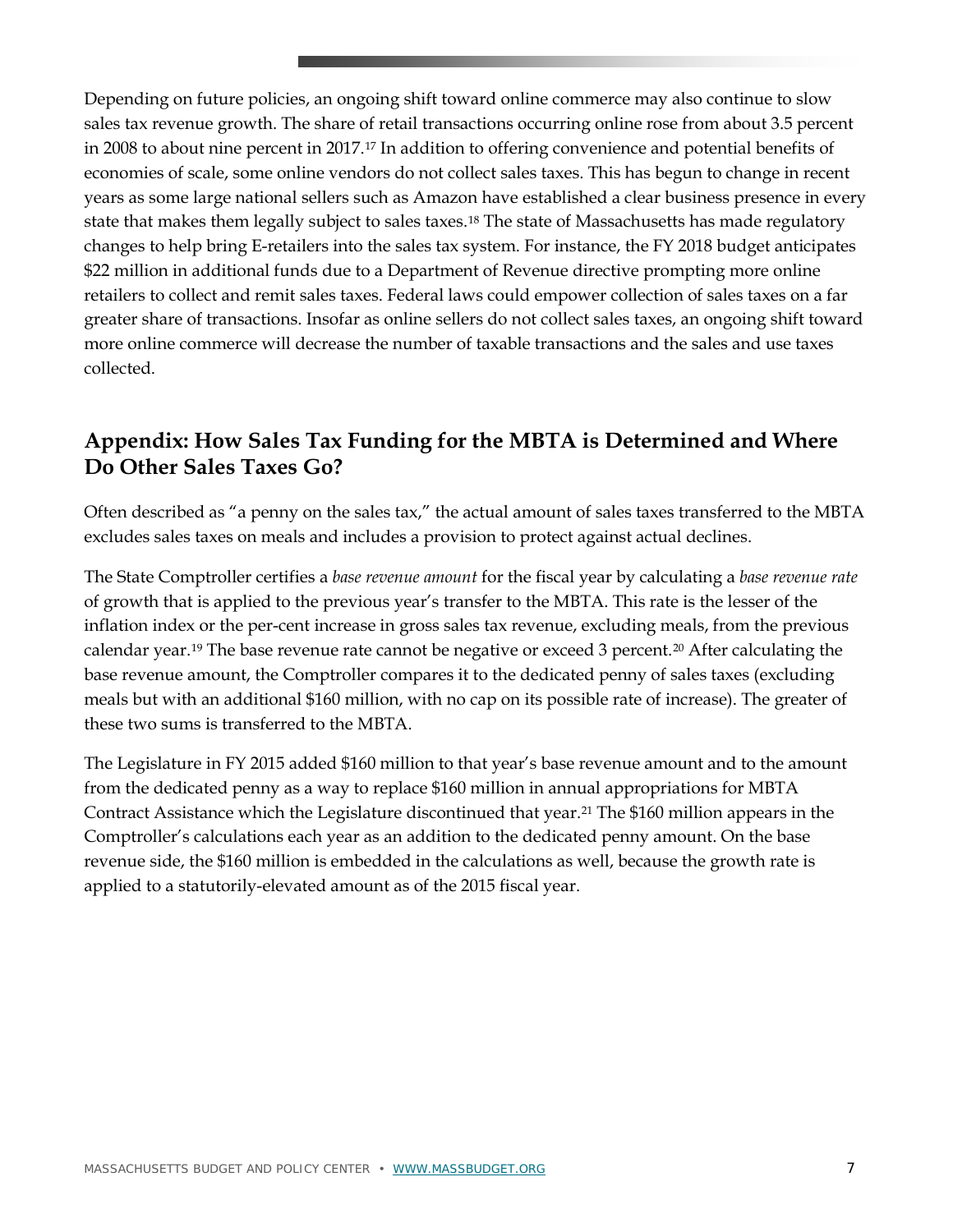Depending on future policies, an ongoing shift toward online commerce may also continue to slow sales tax revenue growth. The share of retail transactions occurring online rose from about 3.5 percent in 2008 to about nine percent in 2017.[17] In addition to offering convenience and potential benefits of economies of scale, some online vendors do not collect sales taxes. This has begun to change in recent years as some large national sellers such as Amazon have established a clear business presence in every state that makes them legally subject to sales taxes.[18] The state of Massachusetts has made regulatory changes to help bring E-retailers into the sales tax system. For instance, the FY 2018 budget anticipates $22 million in additional funds due to a Department of Revenue directive prompting more online retailers to collect and remit sales taxes. Federal laws could empower collection of sales taxes on a far greater share of transactions. Insofar as online sellers do not collect sales taxes, an ongoing shift toward more online commerce will decrease the number of taxable transactions and the sales and use taxes collected.

## Appendix: How Sales Tax Funding for the MBTA is Determined and Where Do Other Sales Taxes Go?

Often described as "a penny on the sales tax," the actual amount of sales taxes transferred to the MBTA excludes sales taxes on meals and includes a provision to protect against actual declines.

The State Comptroller certifies a *base revenue amount* for the fiscal year by calculating a *base revenue rate* of growth that is applied to the previous year's transfer to the MBTA. This rate is the lesser of the inflation index or the per-cent increase in gross sales tax revenue, excluding meals, from the previous calendar year.[19] The base revenue rate cannot be negative or exceed 3 percent.[20] After calculating the base revenue amount, the Comptroller compares it to the dedicated penny of sales taxes (excluding meals but with an additional $160 million, with no cap on its possible rate of increase). The greater of these two sums is transferred to the MBTA.

The Legislature in FY 2015 added $160 million to that year's base revenue amount and to the amount from the dedicated penny as a way to replace $160 million in annual appropriations for MBTA Contract Assistance which the Legislature discontinued that year.[21] The $160 million appears in the Comptroller's calculations each year as an addition to the dedicated penny amount. On the base revenue side, the $160 million is embedded in the calculations as well, because the growth rate is applied to a statutorily-elevated amount as of the 2015 fiscal year.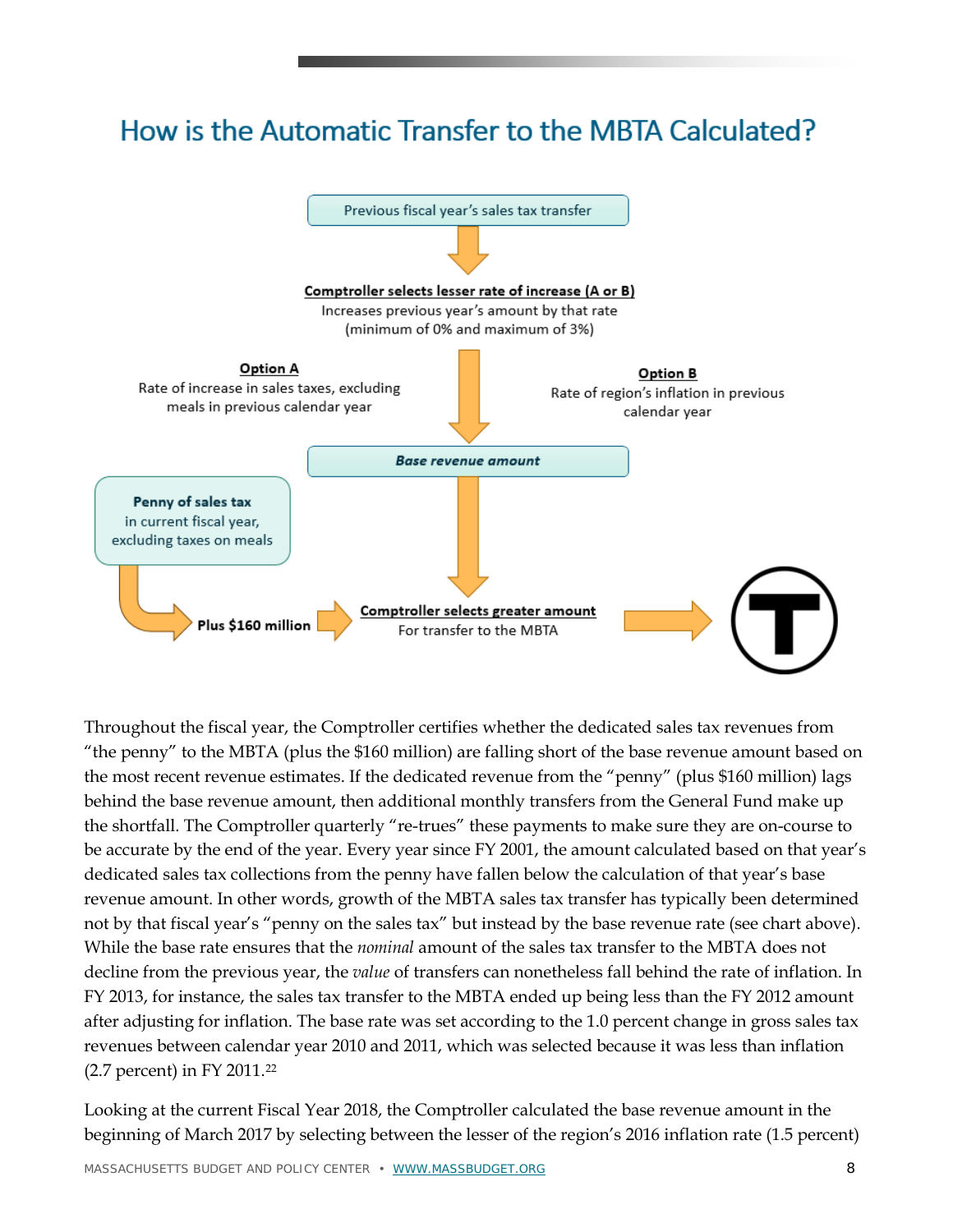## How is the Automatic Transfer to the MBTA Calculated?

Previous fiscal year's sales tax transfer

**Comptroller selects lesser rate of increase (A or B)**
Increases previous year's amount by that rate
(minimum of 0% and maximum of 3%)

**Option A**
Rate of increase in sales taxes, excluding meals in previous calendar year

**Option B**
Rate of region's inflation in previous calendar year

***Base revenue amount***

**Penny of sales tax** in current fiscal year, excluding taxes on meals

**Plus $160 million**

**Comptroller selects greater amount**
For transfer to the MBTA

Throughout the fiscal year, the Comptroller certifies whether the dedicated sales tax revenues from "the penny" to the MBTA (plus the $160 million) are falling short of the base revenue amount based on the most recent revenue estimates. If the dedicated revenue from the "penny" (plus $160 million) lags behind the base revenue amount, then additional monthly transfers from the General Fund make up the shortfall. The Comptroller quarterly "re-trues" these payments to make sure they are on-course to be accurate by the end of the year. Every year since FY 2001, the amount calculated based on that year's dedicated sales tax collections from the penny have fallen below the calculation of that year's base revenue amount. In other words, growth of the MBTA sales tax transfer has typically been determined not by that fiscal year's "penny on the sales tax" but instead by the base revenue rate (see chart above). While the base rate ensures that the *nominal* amount of the sales tax transfer to the MBTA does not decline from the previous year, the *value* of transfers can nonetheless fall behind the rate of inflation. In FY 2013, for instance, the sales tax transfer to the MBTA ended up being less than the FY 2012 amount after adjusting for inflation. The base rate was set according to the 1.0 percent change in gross sales tax revenues between calendar year 2010 and 2011, which was selected because it was less than inflation (2.7 percent) in FY 2011.[22]

Looking at the current Fiscal Year 2018, the Comptroller calculated the base revenue amount in the beginning of March 2017 by selecting between the lesser of the region's 2016 inflation rate (1.5 percent)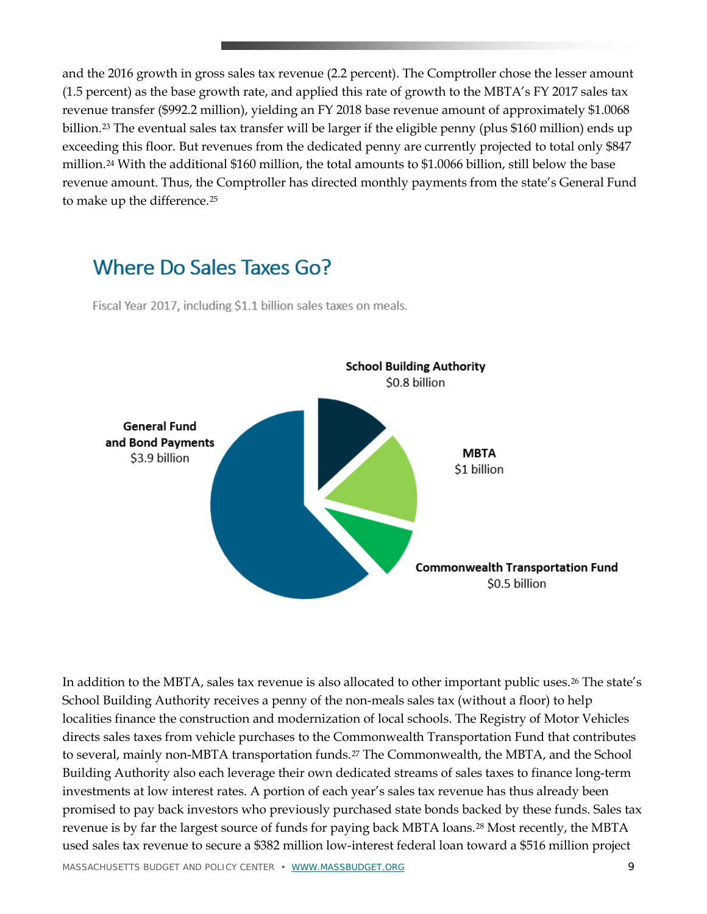and the 2016 growth in gross sales tax revenue (2.2 percent). The Comptroller chose the lesser amount (1.5 percent) as the base growth rate, and applied this rate of growth to the MBTA's FY 2017 sales tax revenue transfer ($992.2 million), yielding an FY 2018 base revenue amount of approximately $1.0068 billion.[23] The eventual sales tax transfer will be larger if the eligible penny (plus $160 million) ends up exceeding this floor. But revenues from the dedicated penny are currently projected to total only $847 million.[24] With the additional $160 million, the total amounts to $1.0066 billion, still below the base revenue amount. Thus, the Comptroller has directed monthly payments from the state's General Fund to make up the difference.[25]

## Where Do Sales Taxes Go?

Fiscal Year 2017, including $1.1 billion sales taxes on meals.

**General Fund and Bond Payments** $3.9 billion

**School Building Authority** $0.8 billion

**MBTA** $1 billion

**Commonwealth Transportation Fund** $0.5 billion

In addition to the MBTA, sales tax revenue is also allocated to other important public uses.[26] The state's School Building Authority receives a penny of the non-meals sales tax (without a floor) to help localities finance the construction and modernization of local schools. The Registry of Motor Vehicles directs sales taxes from vehicle purchases to the Commonwealth Transportation Fund that contributes to several, mainly non-MBTA transportation funds.[27] The Commonwealth, the MBTA, and the School Building Authority also each leverage their own dedicated streams of sales taxes to finance long-term investments at low interest rates. A portion of each year's sales tax revenue has thus already been promised to pay back investors who previously purchased state bonds backed by these funds. Sales tax revenue is by far the largest source of funds for paying back MBTA loans.[28] Most recently, the MBTA used sales tax revenue to secure a $382 million low-interest federal loan toward a $516 million project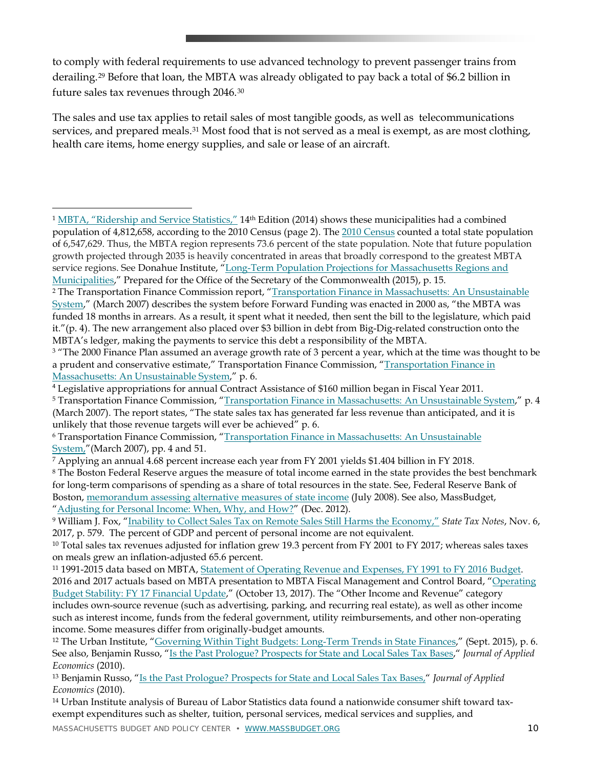to comply with federal requirements to use advanced technology to prevent passenger trains from derailing.[29] Before that loan, the MBTA was already obligated to pay back a total of $6.2 billion in future sales tax revenues through 2046.[30]

The sales and use tax applies to retail sales of most tangible goods, as well as telecommunications services, and prepared meals.[31] Most food that is not served as a meal is exempt, as are most clothing, health care items, home energy supplies, and sale or lease of an aircraft.

---

[1] MBTA, "Ridership and Service Statistics," 14th Edition (2014) shows these municipalities had a combined population of 4,812,658, according to the 2010 Census (page 2). The 2010 Census counted a total state population of 6,547,629. Thus, the MBTA region represents 73.6 percent of the state population. Note that future population growth projected through 2035 is heavily concentrated in areas that broadly correspond to the greatest MBTA service regions. See Donahue Institute, "Long-Term Population Projections for Massachusetts Regions and Municipalities," Prepared for the Office of the Secretary of the Commonwealth (2015), p. 15.

[2] The Transportation Finance Commission report, "Transportation Finance in Massachusetts: An Unsustainable System," (March 2007) describes the system before Forward Funding was enacted in 2000 as, "the MBTA was funded 18 months in arrears. As a result, it spent what it needed, then sent the bill to the legislature, which paid it."(p. 4). The new arrangement also placed over $3 billion in debt from Big-Dig-related construction onto the MBTA's ledger, making the payments to service this debt a responsibility of the MBTA.

[3] "The 2000 Finance Plan assumed an average growth rate of 3 percent a year, which at the time was thought to be a prudent and conservative estimate," Transportation Finance Commission, "Transportation Finance in Massachusetts: An Unsustainable System," p. 6.

[4] Legislative appropriations for annual Contract Assistance of $160 million began in Fiscal Year 2011.

[5] Transportation Finance Commission, "Transportation Finance in Massachusetts: An Unsustainable System," p. 4 (March 2007). The report states, "The state sales tax has generated far less revenue than anticipated, and it is unlikely that those revenue targets will ever be achieved" p. 6.

[6] Transportation Finance Commission, "Transportation Finance in Massachusetts: An Unsustainable System,"(March 2007), pp. 4 and 51.

[7] Applying an annual 4.68 percent increase each year from FY 2001 yields $1.404 billion in FY 2018.

[8] The Boston Federal Reserve argues the measure of total income earned in the state provides the best benchmark for long-term comparisons of spending as a share of total resources in the state. See, Federal Reserve Bank of Boston, memorandum assessing alternative measures of state income (July 2008). See also, MassBudget, "Adjusting for Personal Income: When, Why, and How?" (Dec. 2012).

[9] William J. Fox, "Inability to Collect Sales Tax on Remote Sales Still Harms the Economy," *State Tax Notes*, Nov. 6, 2017, p. 579. The percent of GDP and percent of personal income are not equivalent.

[10] Total sales tax revenues adjusted for inflation grew 19.3 percent from FY 2001 to FY 2017; whereas sales taxes on meals grew an inflation-adjusted 65.6 percent.

[11] 1991-2015 data based on MBTA, Statement of Operating Revenue and Expenses, FY 1991 to FY 2016 Budget. 2016 and 2017 actuals based on MBTA presentation to MBTA Fiscal Management and Control Board, "Operating Budget Stability: FY 17 Financial Update," (October 13, 2017). The "Other Income and Revenue" category includes own-source revenue (such as advertising, parking, and recurring real estate), as well as other income such as interest income, funds from the federal government, utility reimbursements, and other non-operating income. Some measures differ from originally-budget amounts.

[12] The Urban Institute, "Governing Within Tight Budgets: Long-Term Trends in State Finances," (Sept. 2015), p. 6. See also, Benjamin Russo, "Is the Past Prologue? Prospects for State and Local Sales Tax Bases," *Journal of Applied Economics* (2010).

[13] Benjamin Russo, "Is the Past Prologue? Prospects for State and Local Sales Tax Bases," *Journal of Applied Economics* (2010).

[14] Urban Institute analysis of Bureau of Labor Statistics data found a nationwide consumer shift toward tax-exempt expenditures such as shelter, tuition, personal services, medical services and supplies, and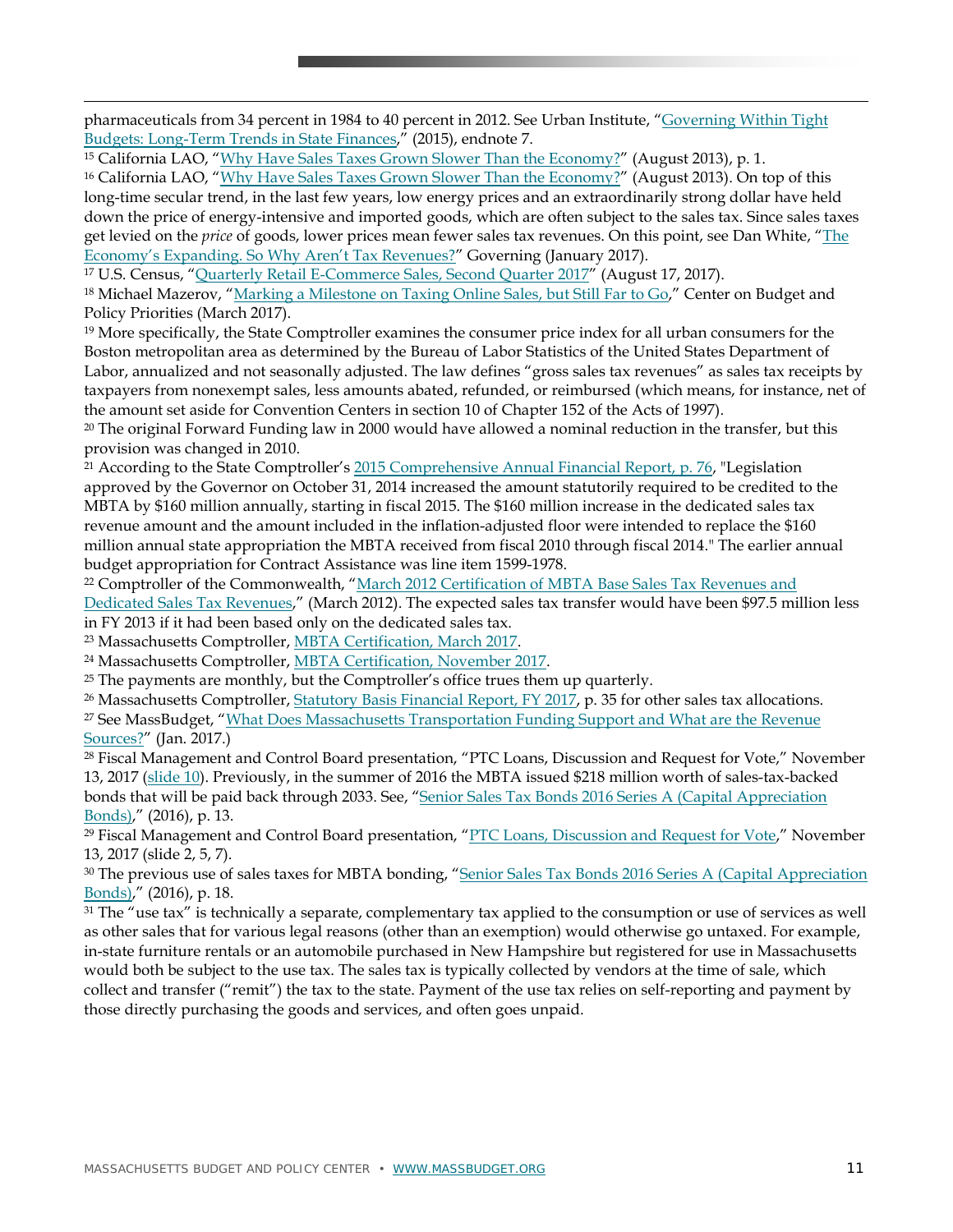pharmaceuticals from 34 percent in 1984 to 40 percent in 2012. See Urban Institute, "Governing Within Tight Budgets: Long-Term Trends in State Finances," (2015), endnote 7.

[15] California LAO, "Why Have Sales Taxes Grown Slower Than the Economy?" (August 2013), p. 1.

[16] California LAO, "Why Have Sales Taxes Grown Slower Than the Economy?" (August 2013). On top of this long-time secular trend, in the last few years, low energy prices and an extraordinarily strong dollar have held down the price of energy-intensive and imported goods, which are often subject to the sales tax. Since sales taxes get levied on the *price* of goods, lower prices mean fewer sales tax revenues. On this point, see Dan White, "The Economy's Expanding. So Why Aren't Tax Revenues?" Governing (January 2017).

[17] U.S. Census, "Quarterly Retail E-Commerce Sales, Second Quarter 2017" (August 17, 2017).

[18] Michael Mazerov, "Marking a Milestone on Taxing Online Sales, but Still Far to Go," Center on Budget and Policy Priorities (March 2017).

[19] More specifically, the State Comptroller examines the consumer price index for all urban consumers for the Boston metropolitan area as determined by the Bureau of Labor Statistics of the United States Department of Labor, annualized and not seasonally adjusted. The law defines "gross sales tax revenues" as sales tax receipts by taxpayers from nonexempt sales, less amounts abated, refunded, or reimbursed (which means, for instance, net of the amount set aside for Convention Centers in section 10 of Chapter 152 of the Acts of 1997).

[20] The original Forward Funding law in 2000 would have allowed a nominal reduction in the transfer, but this provision was changed in 2010.

[21] According to the State Comptroller's 2015 Comprehensive Annual Financial Report, p. 76, "Legislation approved by the Governor on October 31, 2014 increased the amount statutorily required to be credited to the MBTA by $160 million annually, starting in fiscal 2015. The $160 million increase in the dedicated sales tax revenue amount and the amount included in the inflation-adjusted floor were intended to replace the $160 million annual state appropriation the MBTA received from fiscal 2010 through fiscal 2014." The earlier annual budget appropriation for Contract Assistance was line item 1599-1978.

[22] Comptroller of the Commonwealth, "March 2012 Certification of MBTA Base Sales Tax Revenues and Dedicated Sales Tax Revenues," (March 2012). The expected sales tax transfer would have been $97.5 million less in FY 2013 if it had been based only on the dedicated sales tax.

[23] Massachusetts Comptroller, MBTA Certification, March 2017.

[24] Massachusetts Comptroller, MBTA Certification, November 2017.

[25] The payments are monthly, but the Comptroller's office trues them up quarterly.

[26] Massachusetts Comptroller, Statutory Basis Financial Report, FY 2017, p. 35 for other sales tax allocations.

[27] See MassBudget, "What Does Massachusetts Transportation Funding Support and What are the Revenue Sources?" (Jan. 2017.)

[28] Fiscal Management and Control Board presentation, "PTC Loans, Discussion and Request for Vote," November 13, 2017 (slide 10). Previously, in the summer of 2016 the MBTA issued $218 million worth of sales-tax-backed bonds that will be paid back through 2033. See, "Senior Sales Tax Bonds 2016 Series A (Capital Appreciation Bonds)," (2016), p. 13.

[29] Fiscal Management and Control Board presentation, "PTC Loans, Discussion and Request for Vote," November 13, 2017 (slide 2, 5, 7).

[30] The previous use of sales taxes for MBTA bonding, "Senior Sales Tax Bonds 2016 Series A (Capital Appreciation Bonds)," (2016), p. 18.

[31] The "use tax" is technically a separate, complementary tax applied to the consumption or use of services as well as other sales that for various legal reasons (other than an exemption) would otherwise go untaxed. For example, in-state furniture rentals or an automobile purchased in New Hampshire but registered for use in Massachusetts would both be subject to the use tax. The sales tax is typically collected by vendors at the time of sale, which collect and transfer ("remit") the tax to the state. Payment of the use tax relies on self-reporting and payment by those directly purchasing the goods and services, and often goes unpaid.